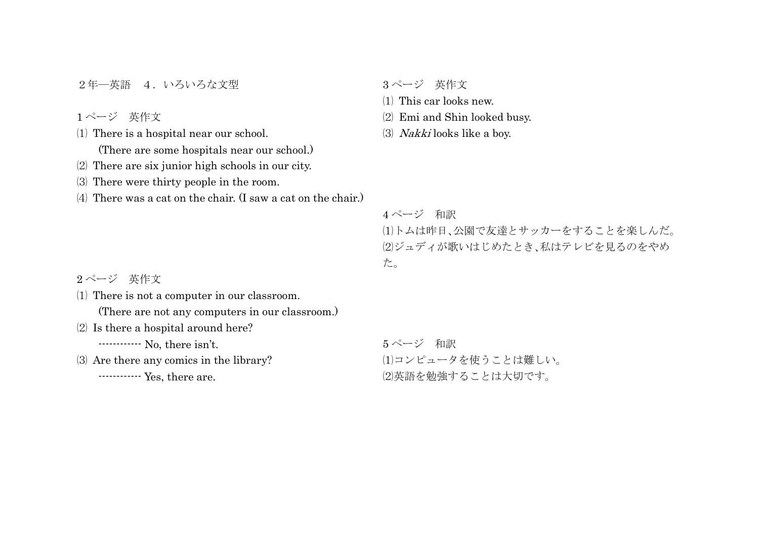# ２年―英語　４．いろいろな文型

## 1 ページ　英作文

⑴ There is a hospital near our school.
　(There are some hospitals near our school.)

⑵ There are six junior high schools in our city.

⑶ There were thirty people in the room.

⑷ There was a cat on the chair. (I saw a cat on the chair.)

## 2 ページ　英作文

⑴ There is not a computer in our classroom.
　(There are not any computers in our classroom.)

⑵ Is there a hospital around here?
　------------ No, there isn't.

⑶ Are there any comics in the library?
　------------ Yes, there are.

## 3 ページ　英作文

⑴ This car looks new.

⑵ Emi and Shin looked busy.

⑶ *Nakki* looks like a boy.

## 4 ページ　和訳

⑴トムは昨日､公園で友達とサッカーをすることを楽しんだ。

⑵ジュディが歌いはじめたとき､私はテレビを見るのをやめた。

## 5 ページ　和訳

⑴コンピュータを使うことは難しい。

⑵英語を勉強することは大切です。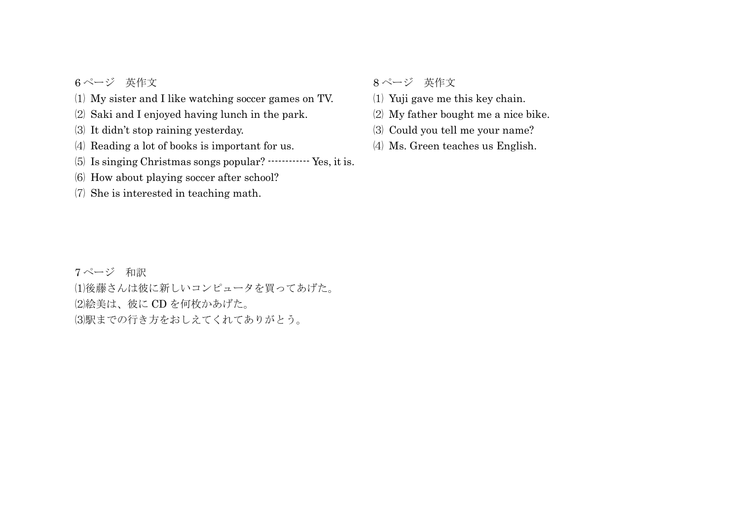6ページ　英作文

⑴ My sister and I like watching soccer games on TV.
⑵ Saki and I enjoyed having lunch in the park.
⑶ It didn't stop raining yesterday.
⑷ Reading a lot of books is important for us.
⑸ Is singing Christmas songs popular? ------------ Yes, it is.
⑹ How about playing soccer after school?
⑺ She is interested in teaching math.

7ページ　和訳

⑴後藤さんは彼に新しいコンピュータを買ってあげた。
⑵絵美は、彼に CD を何枚かあげた。
⑶駅までの行き方をおしえてくれてありがとう。

8ページ　英作文

⑴ Yuji gave me this key chain.
⑵ My father bought me a nice bike.
⑶ Could you tell me your name?
⑷ Ms. Green teaches us English.